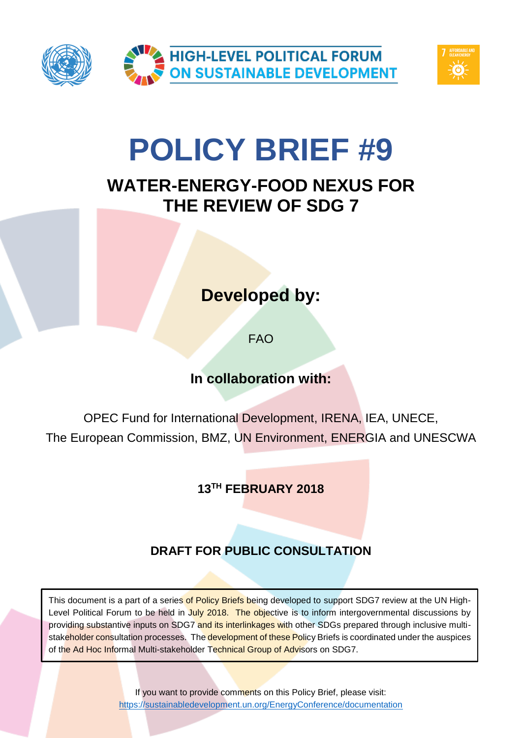HIGH-LEVEL POLITICAL FORUM ON SUSTAINABLE DEVELOPMENT

# POLICY BRIEF #9

## WATER-ENERGY-FOOD NEXUS FOR THE REVIEW OF SDG 7

**Developed by:**

FAO

**In collaboration with:**

OPEC Fund for International Development, IRENA, IEA, UNECE, The European Commission, BMZ, UN Environment, ENERGIA and UNESCWA

**13TH FEBRUARY 2018**

**DRAFT FOR PUBLIC CONSULTATION**

This document is a part of a series of Policy Briefs being developed to support SDG7 review at the UN High-Level Political Forum to be held in July 2018. The objective is to inform intergovernmental discussions by providing substantive inputs on SDG7 and its interlinkages with other SDGs prepared through inclusive multi-stakeholder consultation processes. The development of these Policy Briefs is coordinated under the auspices of the Ad Hoc Informal Multi-stakeholder Technical Group of Advisors on SDG7.

If you want to provide comments on this Policy Brief, please visit: https://sustainabledevelopment.un.org/EnergyConference/documentation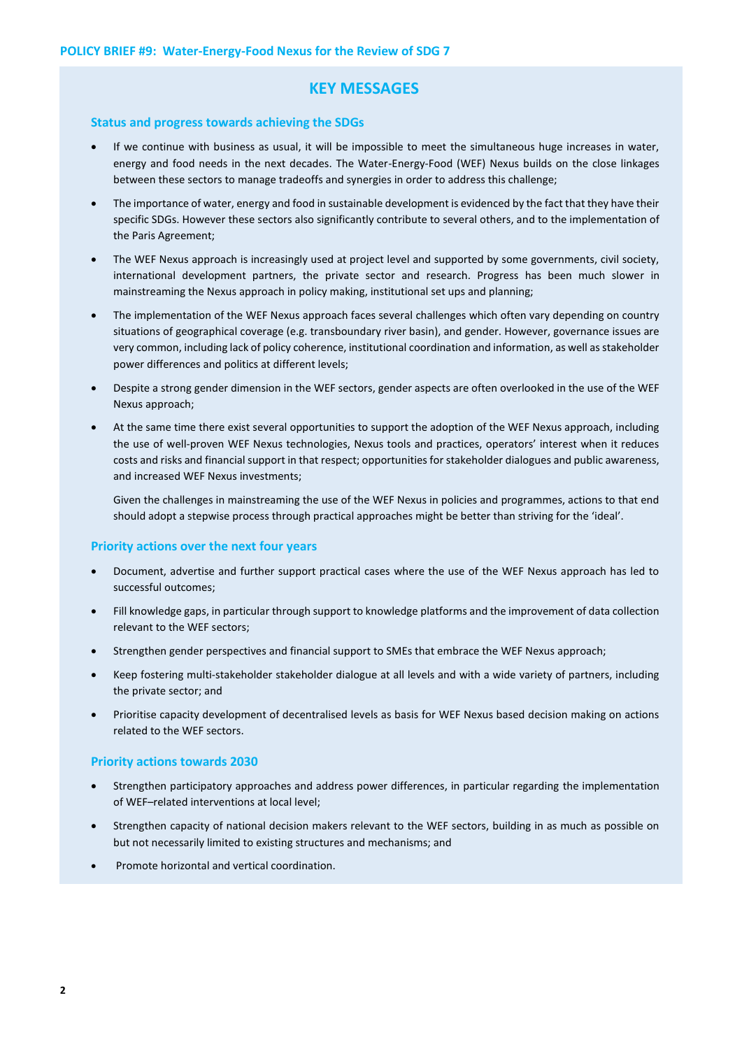## KEY MESSAGES

### Status and progress towards achieving the SDGs

- If we continue with business as usual, it will be impossible to meet the simultaneous huge increases in water, energy and food needs in the next decades. The Water-Energy-Food (WEF) Nexus builds on the close linkages between these sectors to manage tradeoffs and synergies in order to address this challenge;
- The importance of water, energy and food in sustainable development is evidenced by the fact that they have their specific SDGs. However these sectors also significantly contribute to several others, and to the implementation of the Paris Agreement;
- The WEF Nexus approach is increasingly used at project level and supported by some governments, civil society, international development partners, the private sector and research. Progress has been much slower in mainstreaming the Nexus approach in policy making, institutional set ups and planning;
- The implementation of the WEF Nexus approach faces several challenges which often vary depending on country situations of geographical coverage (e.g. transboundary river basin), and gender. However, governance issues are very common, including lack of policy coherence, institutional coordination and information, as well as stakeholder power differences and politics at different levels;
- Despite a strong gender dimension in the WEF sectors, gender aspects are often overlooked in the use of the WEF Nexus approach;
- At the same time there exist several opportunities to support the adoption of the WEF Nexus approach, including the use of well-proven WEF Nexus technologies, Nexus tools and practices, operators' interest when it reduces costs and risks and financial support in that respect; opportunities for stakeholder dialogues and public awareness, and increased WEF Nexus investments;

  Given the challenges in mainstreaming the use of the WEF Nexus in policies and programmes, actions to that end should adopt a stepwise process through practical approaches might be better than striving for the 'ideal'.

### Priority actions over the next four years

- Document, advertise and further support practical cases where the use of the WEF Nexus approach has led to successful outcomes;
- Fill knowledge gaps, in particular through support to knowledge platforms and the improvement of data collection relevant to the WEF sectors;
- Strengthen gender perspectives and financial support to SMEs that embrace the WEF Nexus approach;
- Keep fostering multi-stakeholder stakeholder dialogue at all levels and with a wide variety of partners, including the private sector; and
- Prioritise capacity development of decentralised levels as basis for WEF Nexus based decision making on actions related to the WEF sectors.

### Priority actions towards 2030

- Strengthen participatory approaches and address power differences, in particular regarding the implementation of WEF–related interventions at local level;
- Strengthen capacity of national decision makers relevant to the WEF sectors, building in as much as possible on but not necessarily limited to existing structures and mechanisms; and
- Promote horizontal and vertical coordination.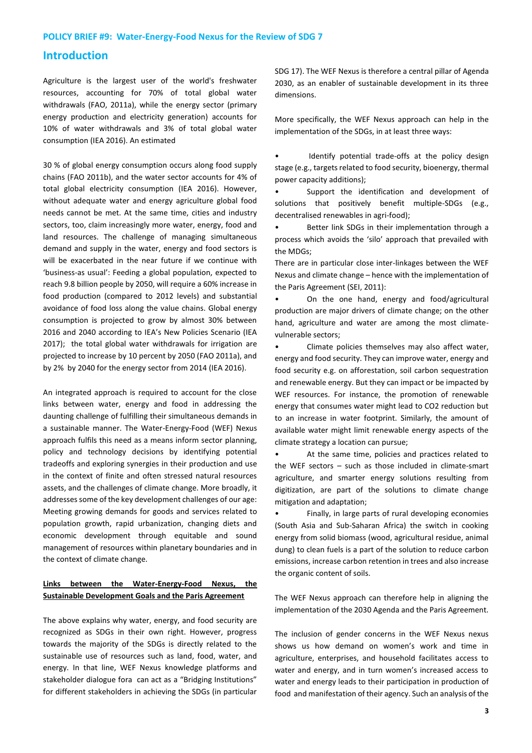**POLICY BRIEF #9: Water-Energy-Food Nexus for the Review of SDG 7**

## Introduction

Agriculture is the largest user of the world's freshwater resources, accounting for 70% of total global water withdrawals (FAO, 2011a), while the energy sector (primary energy production and electricity generation) accounts for 10% of water withdrawals and 3% of total global water consumption (IEA 2016). An estimated

30 % of global energy consumption occurs along food supply chains (FAO 2011b), and the water sector accounts for 4% of total global electricity consumption (IEA 2016). However, without adequate water and energy agriculture global food needs cannot be met. At the same time, cities and industry sectors, too, claim increasingly more water, energy, food and land resources. The challenge of managing simultaneous demand and supply in the water, energy and food sectors is will be exacerbated in the near future if we continue with 'business-as usual': Feeding a global population, expected to reach 9.8 billion people by 2050, will require a 60% increase in food production (compared to 2012 levels) and substantial avoidance of food loss along the value chains. Global energy consumption is projected to grow by almost 30% between 2016 and 2040 according to IEA's New Policies Scenario (IEA 2017); the total global water withdrawals for irrigation are projected to increase by 10 percent by 2050 (FAO 2011a), and by 2% by 2040 for the energy sector from 2014 (IEA 2016).

An integrated approach is required to account for the close links between water, energy and food in addressing the daunting challenge of fulfilling their simultaneous demands in a sustainable manner. The Water-Energy-Food (WEF) Nexus approach fulfils this need as a means inform sector planning, policy and technology decisions by identifying potential tradeoffs and exploring synergies in their production and use in the context of finite and often stressed natural resources assets, and the challenges of climate change. More broadly, it addresses some of the key development challenges of our age: Meeting growing demands for goods and services related to population growth, rapid urbanization, changing diets and economic development through equitable and sound management of resources within planetary boundaries and in the context of climate change.

**Links between the Water-Energy-Food Nexus, the Sustainable Development Goals and the Paris Agreement**

The above explains why water, energy, and food security are recognized as SDGs in their own right. However, progress towards the majority of the SDGs is directly related to the sustainable use of resources such as land, food, water, and energy. In that line, WEF Nexus knowledge platforms and stakeholder dialogue fora can act as a "Bridging Institutions" for different stakeholders in achieving the SDGs (in particular SDG 17). The WEF Nexus is therefore a central pillar of Agenda 2030, as an enabler of sustainable development in its three dimensions.

More specifically, the WEF Nexus approach can help in the implementation of the SDGs, in at least three ways:

- Identify potential trade-offs at the policy design stage (e.g., targets related to food security, bioenergy, thermal power capacity additions);
- Support the identification and development of solutions that positively benefit multiple-SDGs (e.g., decentralised renewables in agri-food);
- Better link SDGs in their implementation through a process which avoids the 'silo' approach that prevailed with the MDGs;

There are in particular close inter-linkages between the WEF Nexus and climate change – hence with the implementation of the Paris Agreement (SEI, 2011):

- On the one hand, energy and food/agricultural production are major drivers of climate change; on the other hand, agriculture and water are among the most climate-vulnerable sectors;
- Climate policies themselves may also affect water, energy and food security. They can improve water, energy and food security e.g. on afforestation, soil carbon sequestration and renewable energy. But they can impact or be impacted by WEF resources. For instance, the promotion of renewable energy that consumes water might lead to $CO_2$ reduction but to an increase in water footprint. Similarly, the amount of available water might limit renewable energy aspects of the climate strategy a location can pursue;
- At the same time, policies and practices related to the WEF sectors – such as those included in climate-smart agriculture, and smarter energy solutions resulting from digitization, are part of the solutions to climate change mitigation and adaptation;
- Finally, in large parts of rural developing economies (South Asia and Sub-Saharan Africa) the switch in cooking energy from solid biomass (wood, agricultural residue, animal dung) to clean fuels is a part of the solution to reduce carbon emissions, increase carbon retention in trees and also increase the organic content of soils.

The WEF Nexus approach can therefore help in aligning the implementation of the 2030 Agenda and the Paris Agreement.

The inclusion of gender concerns in the WEF Nexus nexus shows us how demand on women's work and time in agriculture, enterprises, and household facilitates access to water and energy, and in turn women's increased access to water and energy leads to their participation in production of food and manifestation of their agency. Such an analysis of the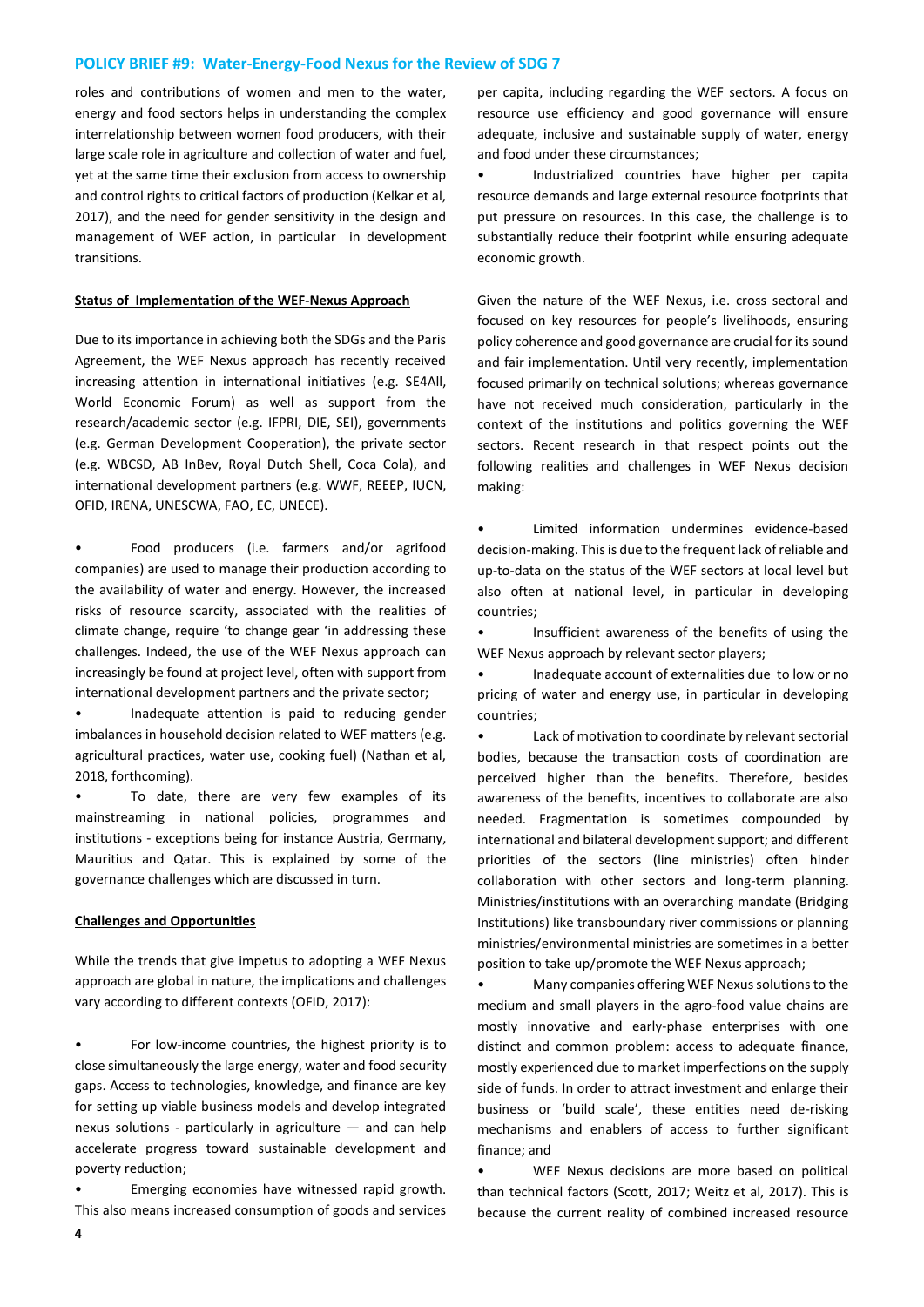roles and contributions of women and men to the water, energy and food sectors helps in understanding the complex interrelationship between women food producers, with their large scale role in agriculture and collection of water and fuel, yet at the same time their exclusion from access to ownership and control rights to critical factors of production (Kelkar et al, 2017), and the need for gender sensitivity in the design and management of WEF action, in particular in development transitions.

**Status of Implementation of the WEF-Nexus Approach**

Due to its importance in achieving both the SDGs and the Paris Agreement, the WEF Nexus approach has recently received increasing attention in international initiatives (e.g. SE4All, World Economic Forum) as well as support from the research/academic sector (e.g. IFPRI, DIE, SEI), governments (e.g. German Development Cooperation), the private sector (e.g. WBCSD, AB InBev, Royal Dutch Shell, Coca Cola), and international development partners (e.g. WWF, REEEP, IUCN, OFID, IRENA, UNESCWA, FAO, EC, UNECE).

- Food producers (i.e. farmers and/or agrifood companies) are used to manage their production according to the availability of water and energy. However, the increased risks of resource scarcity, associated with the realities of climate change, require 'to change gear 'in addressing these challenges. Indeed, the use of the WEF Nexus approach can increasingly be found at project level, often with support from international development partners and the private sector;
- Inadequate attention is paid to reducing gender imbalances in household decision related to WEF matters (e.g. agricultural practices, water use, cooking fuel) (Nathan et al, 2018, forthcoming).
- To date, there are very few examples of its mainstreaming in national policies, programmes and institutions - exceptions being for instance Austria, Germany, Mauritius and Qatar. This is explained by some of the governance challenges which are discussed in turn.

**Challenges and Opportunities**

While the trends that give impetus to adopting a WEF Nexus approach are global in nature, the implications and challenges vary according to different contexts (OFID, 2017):

- For low-income countries, the highest priority is to close simultaneously the large energy, water and food security gaps. Access to technologies, knowledge, and finance are key for setting up viable business models and develop integrated nexus solutions - particularly in agriculture — and can help accelerate progress toward sustainable development and poverty reduction;
- Emerging economies have witnessed rapid growth. This also means increased consumption of goods and services per capita, including regarding the WEF sectors. A focus on resource use efficiency and good governance will ensure adequate, inclusive and sustainable supply of water, energy and food under these circumstances;
- Industrialized countries have higher per capita resource demands and large external resource footprints that put pressure on resources. In this case, the challenge is to substantially reduce their footprint while ensuring adequate economic growth.

Given the nature of the WEF Nexus, i.e. cross sectoral and focused on key resources for people's livelihoods, ensuring policy coherence and good governance are crucial for its sound and fair implementation. Until very recently, implementation focused primarily on technical solutions; whereas governance have not received much consideration, particularly in the context of the institutions and politics governing the WEF sectors. Recent research in that respect points out the following realities and challenges in WEF Nexus decision making:

- Limited information undermines evidence-based decision-making. This is due to the frequent lack of reliable and up-to-data on the status of the WEF sectors at local level but also often at national level, in particular in developing countries;
- Insufficient awareness of the benefits of using the WEF Nexus approach by relevant sector players;
- Inadequate account of externalities due to low or no pricing of water and energy use, in particular in developing countries;
- Lack of motivation to coordinate by relevant sectorial bodies, because the transaction costs of coordination are perceived higher than the benefits. Therefore, besides awareness of the benefits, incentives to collaborate are also needed. Fragmentation is sometimes compounded by international and bilateral development support; and different priorities of the sectors (line ministries) often hinder collaboration with other sectors and long-term planning. Ministries/institutions with an overarching mandate (Bridging Institutions) like transboundary river commissions or planning ministries/environmental ministries are sometimes in a better position to take up/promote the WEF Nexus approach;
- Many companies offering WEF Nexus solutions to the medium and small players in the agro-food value chains are mostly innovative and early-phase enterprises with one distinct and common problem: access to adequate finance, mostly experienced due to market imperfections on the supply side of funds. In order to attract investment and enlarge their business or 'build scale', these entities need de-risking mechanisms and enablers of access to further significant finance; and
- WEF Nexus decisions are more based on political than technical factors (Scott, 2017; Weitz et al, 2017). This is because the current reality of combined increased resource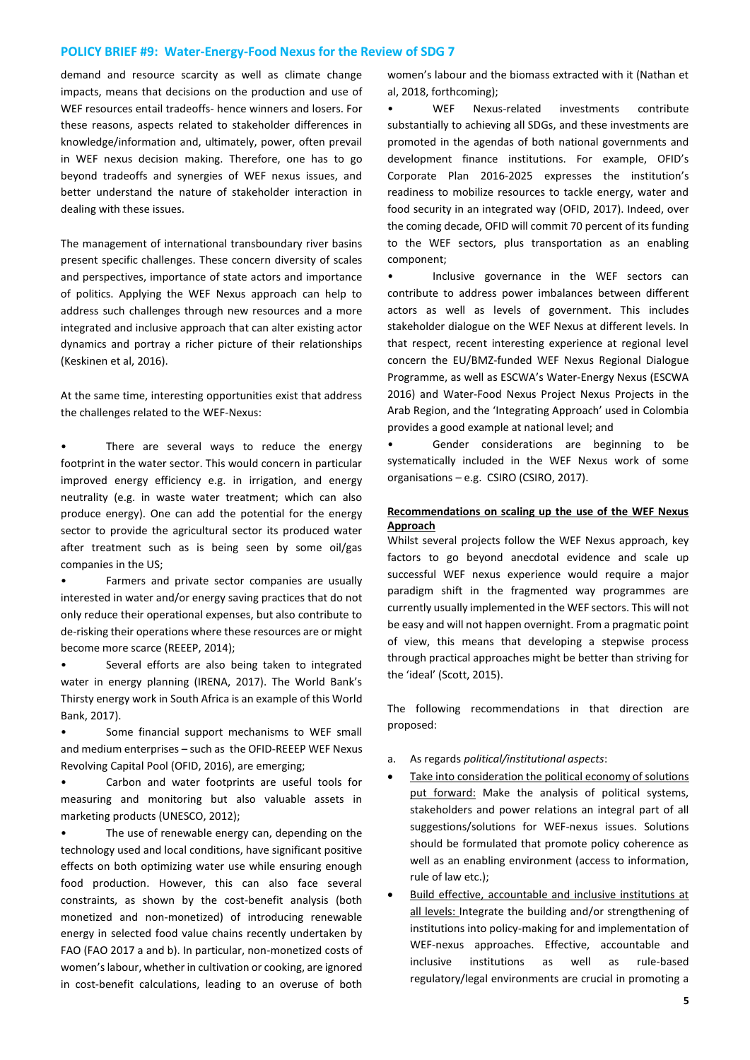demand and resource scarcity as well as climate change impacts, means that decisions on the production and use of WEF resources entail tradeoffs- hence winners and losers. For these reasons, aspects related to stakeholder differences in knowledge/information and, ultimately, power, often prevail in WEF nexus decision making. Therefore, one has to go beyond tradeoffs and synergies of WEF nexus issues, and better understand the nature of stakeholder interaction in dealing with these issues.

The management of international transboundary river basins present specific challenges. These concern diversity of scales and perspectives, importance of state actors and importance of politics. Applying the WEF Nexus approach can help to address such challenges through new resources and a more integrated and inclusive approach that can alter existing actor dynamics and portray a richer picture of their relationships (Keskinen et al, 2016).

At the same time, interesting opportunities exist that address the challenges related to the WEF-Nexus:

- There are several ways to reduce the energy footprint in the water sector. This would concern in particular improved energy efficiency e.g. in irrigation, and energy neutrality (e.g. in waste water treatment; which can also produce energy). One can add the potential for the energy sector to provide the agricultural sector its produced water after treatment such as is being seen by some oil/gas companies in the US;
- Farmers and private sector companies are usually interested in water and/or energy saving practices that do not only reduce their operational expenses, but also contribute to de-risking their operations where these resources are or might become more scarce (REEEP, 2014);
- Several efforts are also being taken to integrated water in energy planning (IRENA, 2017). The World Bank's Thirsty energy work in South Africa is an example of this World Bank, 2017).
- Some financial support mechanisms to WEF small and medium enterprises – such as the OFID-REEEP WEF Nexus Revolving Capital Pool (OFID, 2016), are emerging;
- Carbon and water footprints are useful tools for measuring and monitoring but also valuable assets in marketing products (UNESCO, 2012);
- The use of renewable energy can, depending on the technology used and local conditions, have significant positive effects on both optimizing water use while ensuring enough food production. However, this can also face several constraints, as shown by the cost-benefit analysis (both monetized and non-monetized) of introducing renewable energy in selected food value chains recently undertaken by FAO (FAO 2017 a and b). In particular, non-monetized costs of women's labour, whether in cultivation or cooking, are ignored in cost-benefit calculations, leading to an overuse of both women's labour and the biomass extracted with it (Nathan et al, 2018, forthcoming);
- WEF Nexus-related investments contribute substantially to achieving all SDGs, and these investments are promoted in the agendas of both national governments and development finance institutions. For example, OFID's Corporate Plan 2016-2025 expresses the institution's readiness to mobilize resources to tackle energy, water and food security in an integrated way (OFID, 2017). Indeed, over the coming decade, OFID will commit 70 percent of its funding to the WEF sectors, plus transportation as an enabling component;
- Inclusive governance in the WEF sectors can contribute to address power imbalances between different actors as well as levels of government. This includes stakeholder dialogue on the WEF Nexus at different levels. In that respect, recent interesting experience at regional level concern the EU/BMZ-funded WEF Nexus Regional Dialogue Programme, as well as ESCWA's Water-Energy Nexus (ESCWA 2016) and Water-Food Nexus Project Nexus Projects in the Arab Region, and the 'Integrating Approach' used in Colombia provides a good example at national level; and
- Gender considerations are beginning to be systematically included in the WEF Nexus work of some organisations – e.g. CSIRO (CSIRO, 2017).

**Recommendations on scaling up the use of the WEF Nexus Approach**

Whilst several projects follow the WEF Nexus approach, key factors to go beyond anecdotal evidence and scale up successful WEF nexus experience would require a major paradigm shift in the fragmented way programmes are currently usually implemented in the WEF sectors. This will not be easy and will not happen overnight. From a pragmatic point of view, this means that developing a stepwise process through practical approaches might be better than striving for the 'ideal' (Scott, 2015).

The following recommendations in that direction are proposed:

a. As regards *political/institutional aspects*:

- Take into consideration the political economy of solutions put forward: Make the analysis of political systems, stakeholders and power relations an integral part of all suggestions/solutions for WEF-nexus issues. Solutions should be formulated that promote policy coherence as well as an enabling environment (access to information, rule of law etc.);
- Build effective, accountable and inclusive institutions at all levels: Integrate the building and/or strengthening of institutions into policy-making for and implementation of WEF-nexus approaches. Effective, accountable and inclusive institutions as well as rule-based regulatory/legal environments are crucial in promoting a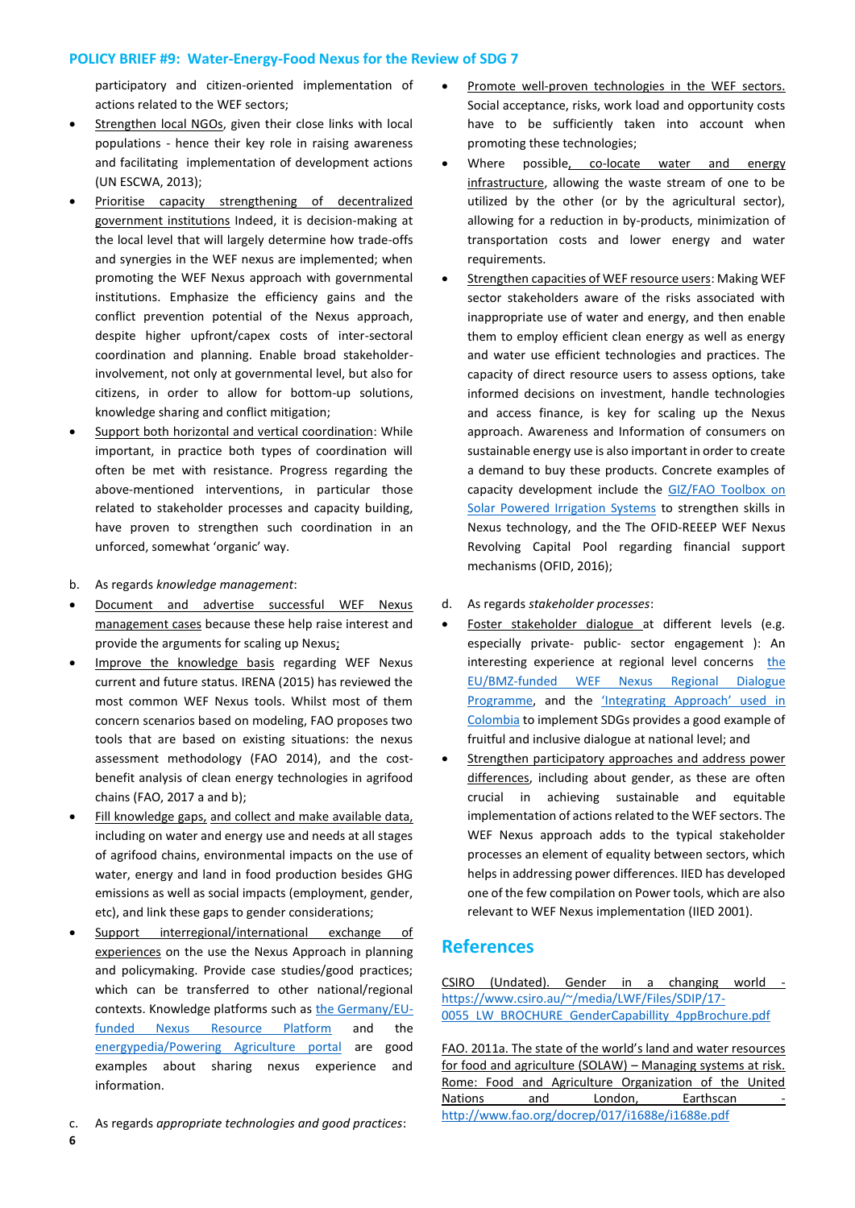participatory and citizen-oriented implementation of actions related to the WEF sectors;

- Strengthen local NGOs, given their close links with local populations - hence their key role in raising awareness and facilitating implementation of development actions (UN ESCWA, 2013);
- Prioritise capacity strengthening of decentralized government institutions Indeed, it is decision-making at the local level that will largely determine how trade-offs and synergies in the WEF nexus are implemented; when promoting the WEF Nexus approach with governmental institutions. Emphasize the efficiency gains and the conflict prevention potential of the Nexus approach, despite higher upfront/capex costs of inter-sectoral coordination and planning. Enable broad stakeholder-involvement, not only at governmental level, but also for citizens, in order to allow for bottom-up solutions, knowledge sharing and conflict mitigation;
- Support both horizontal and vertical coordination: While important, in practice both types of coordination will often be met with resistance. Progress regarding the above-mentioned interventions, in particular those related to stakeholder processes and capacity building, have proven to strengthen such coordination in an unforced, somewhat 'organic' way.

b. As regards *knowledge management*:

- Document and advertise successful WEF Nexus management cases because these help raise interest and provide the arguments for scaling up Nexus;
- Improve the knowledge basis regarding WEF Nexus current and future status. IRENA (2015) has reviewed the most common WEF Nexus tools. Whilst most of them concern scenarios based on modeling, FAO proposes two tools that are based on existing situations: the nexus assessment methodology (FAO 2014), and the cost-benefit analysis of clean energy technologies in agrifood chains (FAO, 2017 a and b);
- Fill knowledge gaps, and collect and make available data, including on water and energy use and needs at all stages of agrifood chains, environmental impacts on the use of water, energy and land in food production besides GHG emissions as well as social impacts (employment, gender, etc), and link these gaps to gender considerations;
- Support interregional/international exchange of experiences on the use the Nexus Approach in planning and policymaking. Provide case studies/good practices; which can be transferred to other national/regional contexts. Knowledge platforms such as the Germany/EU-funded Nexus Resource Platform and the energypedia/Powering Agriculture portal are good examples about sharing nexus experience and information.

c. As regards *appropriate technologies and good practices*:

- Promote well-proven technologies in the WEF sectors. Social acceptance, risks, work load and opportunity costs have to be sufficiently taken into account when promoting these technologies;
- Where possible, co-locate water and energy infrastructure, allowing the waste stream of one to be utilized by the other (or by the agricultural sector), allowing for a reduction in by-products, minimization of transportation costs and lower energy and water requirements.
- Strengthen capacities of WEF resource users: Making WEF sector stakeholders aware of the risks associated with inappropriate use of water and energy, and then enable them to employ efficient clean energy as well as energy and water use efficient technologies and practices. The capacity of direct resource users to assess options, take informed decisions on investment, handle technologies and access finance, is key for scaling up the Nexus approach. Awareness and Information of consumers on sustainable energy use is also important in order to create a demand to buy these products. Concrete examples of capacity development include the GIZ/FAO Toolbox on Solar Powered Irrigation Systems to strengthen skills in Nexus technology, and the The OFID-REEEP WEF Nexus Revolving Capital Pool regarding financial support mechanisms (OFID, 2016);

d. As regards *stakeholder processes*:

- Foster stakeholder dialogue at different levels (e.g. especially private- public- sector engagement ): An interesting experience at regional level concerns the EU/BMZ-funded WEF Nexus Regional Dialogue Programme, and the 'Integrating Approach' used in Colombia to implement SDGs provides a good example of fruitful and inclusive dialogue at national level; and
- Strengthen participatory approaches and address power differences, including about gender, as these are often crucial in achieving sustainable and equitable implementation of actions related to the WEF sectors. The WEF Nexus approach adds to the typical stakeholder processes an element of equality between sectors, which helps in addressing power differences. IIED has developed one of the few compilation on Power tools, which are also relevant to WEF Nexus implementation (IIED 2001).

## References

CSIRO (Undated). Gender in a changing world - https://www.csiro.au/~/media/LWF/Files/SDIP/17-0055_LW_BROCHURE_GenderCapabillity_4ppBrochure.pdf

FAO. 2011a. The state of the world's land and water resources for food and agriculture (SOLAW) – Managing systems at risk. Rome: Food and Agriculture Organization of the United Nations and London, Earthscan - http://www.fao.org/docrep/017/i1688e/i1688e.pdf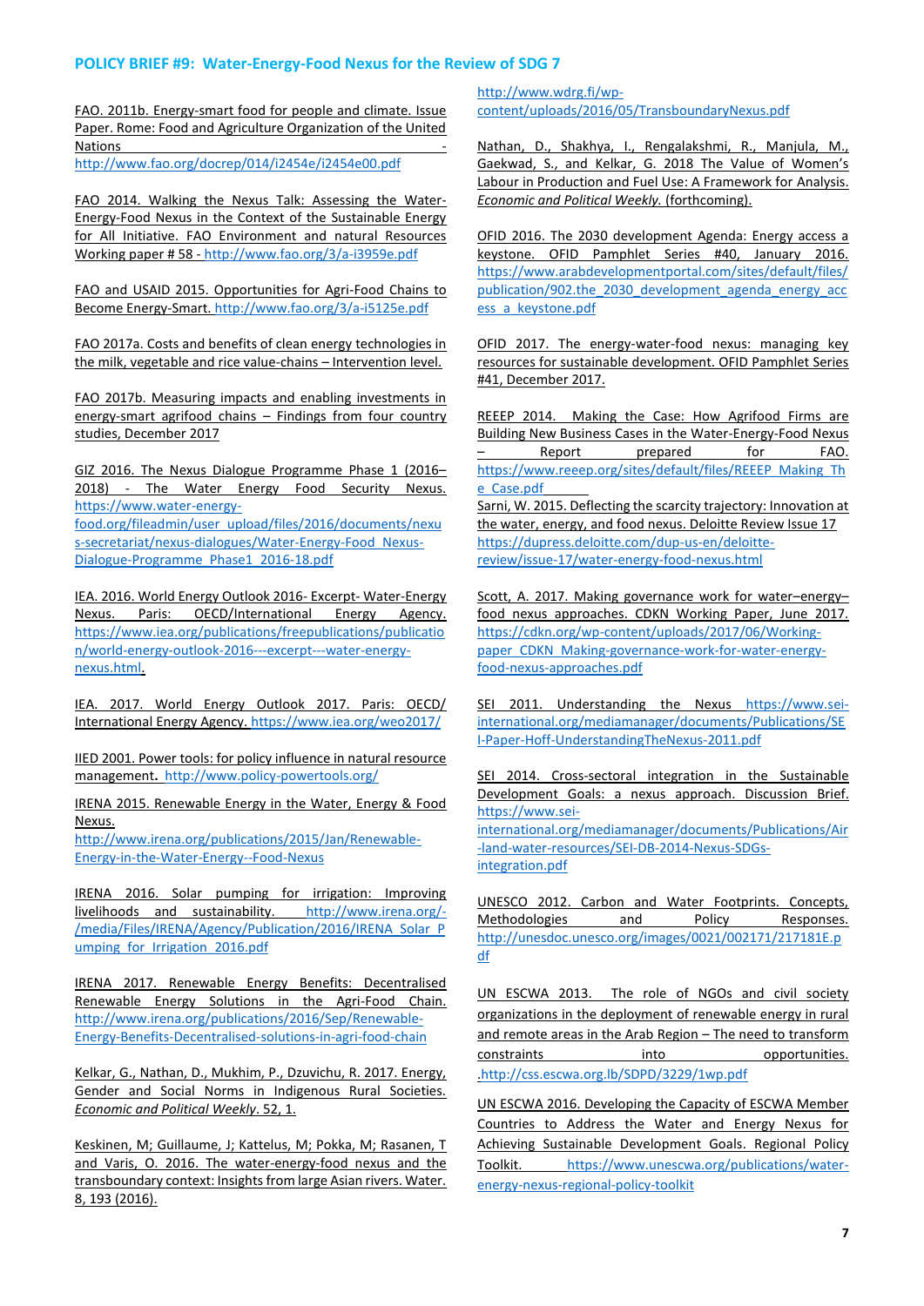FAO. 2011b. Energy-smart food for people and climate. Issue Paper. Rome: Food and Agriculture Organization of the United Nations - http://www.fao.org/docrep/014/i2454e/i2454e00.pdf

FAO 2014. Walking the Nexus Talk: Assessing the Water-Energy-Food Nexus in the Context of the Sustainable Energy for All Initiative. FAO Environment and natural Resources Working paper # 58 - http://www.fao.org/3/a-i3959e.pdf

FAO and USAID 2015. Opportunities for Agri-Food Chains to Become Energy-Smart. http://www.fao.org/3/a-i5125e.pdf

FAO 2017a. Costs and benefits of clean energy technologies in the milk, vegetable and rice value-chains – Intervention level.

FAO 2017b. Measuring impacts and enabling investments in energy-smart agrifood chains – Findings from four country studies, December 2017

GIZ 2016. The Nexus Dialogue Programme Phase 1 (2016–2018) - The Water Energy Food Security Nexus. https://www.water-energy-food.org/fileadmin/user_upload/files/2016/documents/nexus-secretariat/nexus-dialogues/Water-Energy-Food_Nexus-Dialogue-Programme_Phase1_2016-18.pdf

IEA. 2016. World Energy Outlook 2016- Excerpt- Water-Energy Nexus. Paris: OECD/International Energy Agency. https://www.iea.org/publications/freepublications/publication/world-energy-outlook-2016---excerpt---water-energy-nexus.html.

IEA. 2017. World Energy Outlook 2017. Paris: OECD/ International Energy Agency. https://www.iea.org/weo2017/

IIED 2001. Power tools: for policy influence in natural resource management. http://www.policy-powertools.org/

IRENA 2015. Renewable Energy in the Water, Energy & Food Nexus. http://www.irena.org/publications/2015/Jan/Renewable-Energy-in-the-Water-Energy--Food-Nexus

IRENA 2016. Solar pumping for irrigation: Improving livelihoods and sustainability. http://www.irena.org/-/media/Files/IRENA/Agency/Publication/2016/IRENA_Solar_Pumping_for_Irrigation_2016.pdf

IRENA 2017. Renewable Energy Benefits: Decentralised Renewable Energy Solutions in the Agri-Food Chain. http://www.irena.org/publications/2016/Sep/Renewable-Energy-Benefits-Decentralised-solutions-in-agri-food-chain

Kelkar, G., Nathan, D., Mukhim, P., Dzuvichu, R. 2017. Energy, Gender and Social Norms in Indigenous Rural Societies. *Economic and Political Weekly*. 52, 1.

Keskinen, M; Guillaume, J; Kattelus, M; Pokka, M; Rasanen, T and Varis, O. 2016. The water-energy-food nexus and the transboundary context: Insights from large Asian rivers. Water. 8, 193 (2016). http://www.wdrg.fi/wp-content/uploads/2016/05/TransboundaryNexus.pdf

Nathan, D., Shakhya, I., Rengalakshmi, R., Manjula, M., Gaekwad, S., and Kelkar, G. 2018 The Value of Women's Labour in Production and Fuel Use: A Framework for Analysis. *Economic and Political Weekly.* (forthcoming).

OFID 2016. The 2030 development Agenda: Energy access a keystone. OFID Pamphlet Series #40, January 2016. https://www.arabdevelopmentportal.com/sites/default/files/publication/902.the_2030_development_agenda_energy_access_a_keystone.pdf

OFID 2017. The energy-water-food nexus: managing key resources for sustainable development. OFID Pamphlet Series #41, December 2017.

REEEP 2014. Making the Case: How Agrifood Firms are Building New Business Cases in the Water-Energy-Food Nexus – Report prepared for FAO. https://www.reeep.org/sites/default/files/REEEP_Making_The_Case.pdf

Sarni, W. 2015. Deflecting the scarcity trajectory: Innovation at the water, energy, and food nexus. Deloitte Review Issue 17 https://dupress.deloitte.com/dup-us-en/deloitte-review/issue-17/water-energy-food-nexus.html

Scott, A. 2017. Making governance work for water–energy–food nexus approaches. CDKN Working Paper, June 2017. https://cdkn.org/wp-content/uploads/2017/06/Working-paper_CDKN_Making-governance-work-for-water-energy-food-nexus-approaches.pdf

SEI 2011. Understanding the Nexus https://www.sei-international.org/mediamanager/documents/Publications/SEI-Paper-Hoff-UnderstandingTheNexus-2011.pdf

SEI 2014. Cross-sectoral integration in the Sustainable Development Goals: a nexus approach. Discussion Brief. https://www.sei-international.org/mediamanager/documents/Publications/Air-land-water-resources/SEI-DB-2014-Nexus-SDGs-integration.pdf

UNESCO 2012. Carbon and Water Footprints. Concepts, Methodologies and Policy Responses. http://unesdoc.unesco.org/images/0021/002171/217181E.pdf

UN ESCWA 2013. The role of NGOs and civil society organizations in the deployment of renewable energy in rural and remote areas in the Arab Region – The need to transform constraints into opportunities. .http://css.escwa.org.lb/SDPD/3229/1wp.pdf

UN ESCWA 2016. Developing the Capacity of ESCWA Member Countries to Address the Water and Energy Nexus for Achieving Sustainable Development Goals. Regional Policy Toolkit. https://www.unescwa.org/publications/water-energy-nexus-regional-policy-toolkit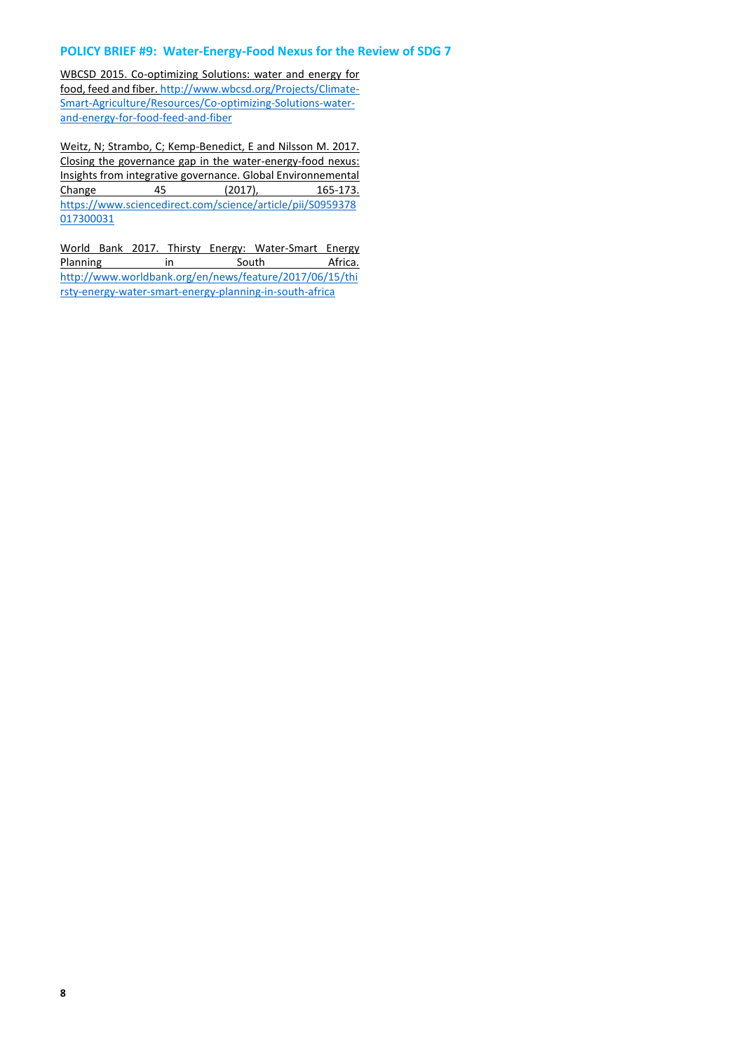WBCSD 2015. Co-optimizing Solutions: water and energy for food, feed and fiber. http://www.wbcsd.org/Projects/Climate-Smart-Agriculture/Resources/Co-optimizing-Solutions-water-and-energy-for-food-feed-and-fiber

Weitz, N; Strambo, C; Kemp-Benedict, E and Nilsson M. 2017. Closing the governance gap in the water-energy-food nexus: Insights from integrative governance. Global Environnemental Change 45 (2017), 165-173. https://www.sciencedirect.com/science/article/pii/S0959378017300031

World Bank 2017. Thirsty Energy: Water-Smart Energy Planning in South Africa. http://www.worldbank.org/en/news/feature/2017/06/15/thirsty-energy-water-smart-energy-planning-in-south-africa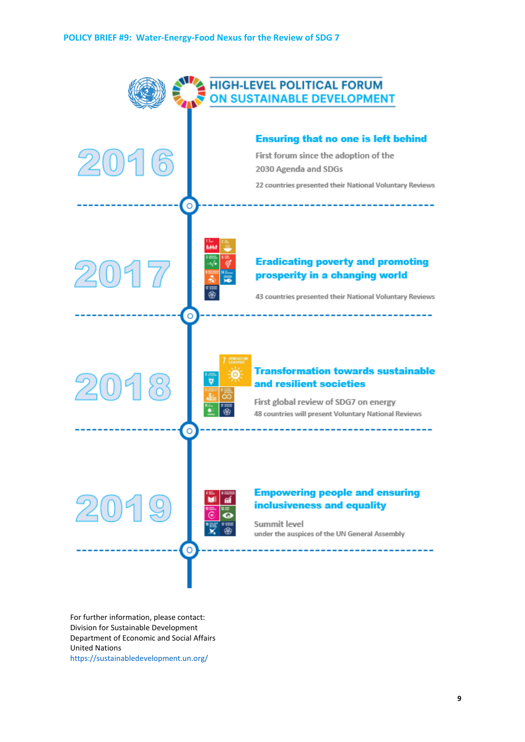# HIGH-LEVEL POLITICAL FORUM ON SUSTAINABLE DEVELOPMENT

## 2016

**Ensuring that no one is left behind**

First forum since the adoption of the 2030 Agenda and SDGs

22 countries presented their National Voluntary Reviews

## 2017

**Eradicating poverty and promoting prosperity in a changing world**

43 countries presented their National Voluntary Reviews

## 2018

**Transformation towards sustainable and resilient societies**

First global review of SDG7 on energy

48 countries will present Voluntary National Reviews

## 2019

**Empowering people and ensuring inclusiveness and equality**

Summit level

under the auspices of the UN General Assembly

For further information, please contact:
Division for Sustainable Development
Department of Economic and Social Affairs
United Nations
https://sustainabledevelopment.un.org/